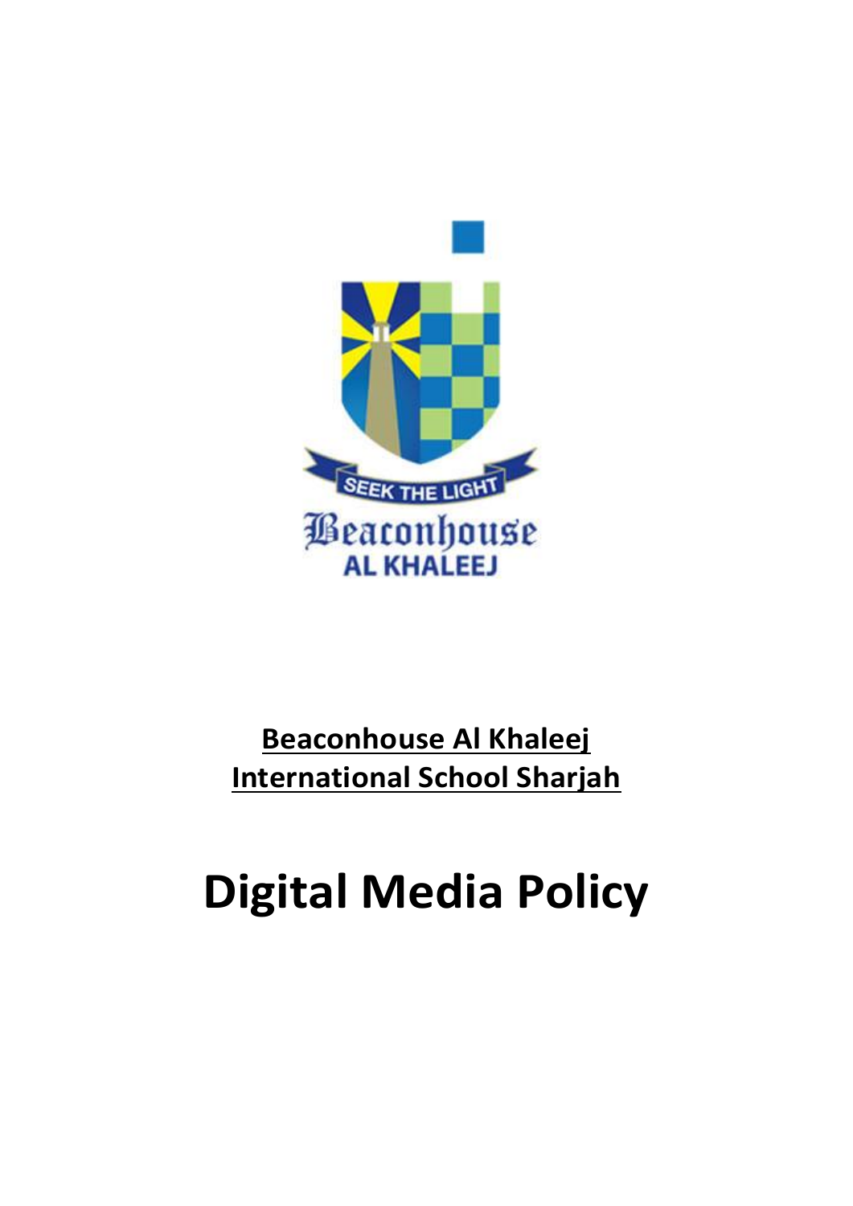**Beaconhouse Al Khaleej International School Sharjah**

# Digital Media Policy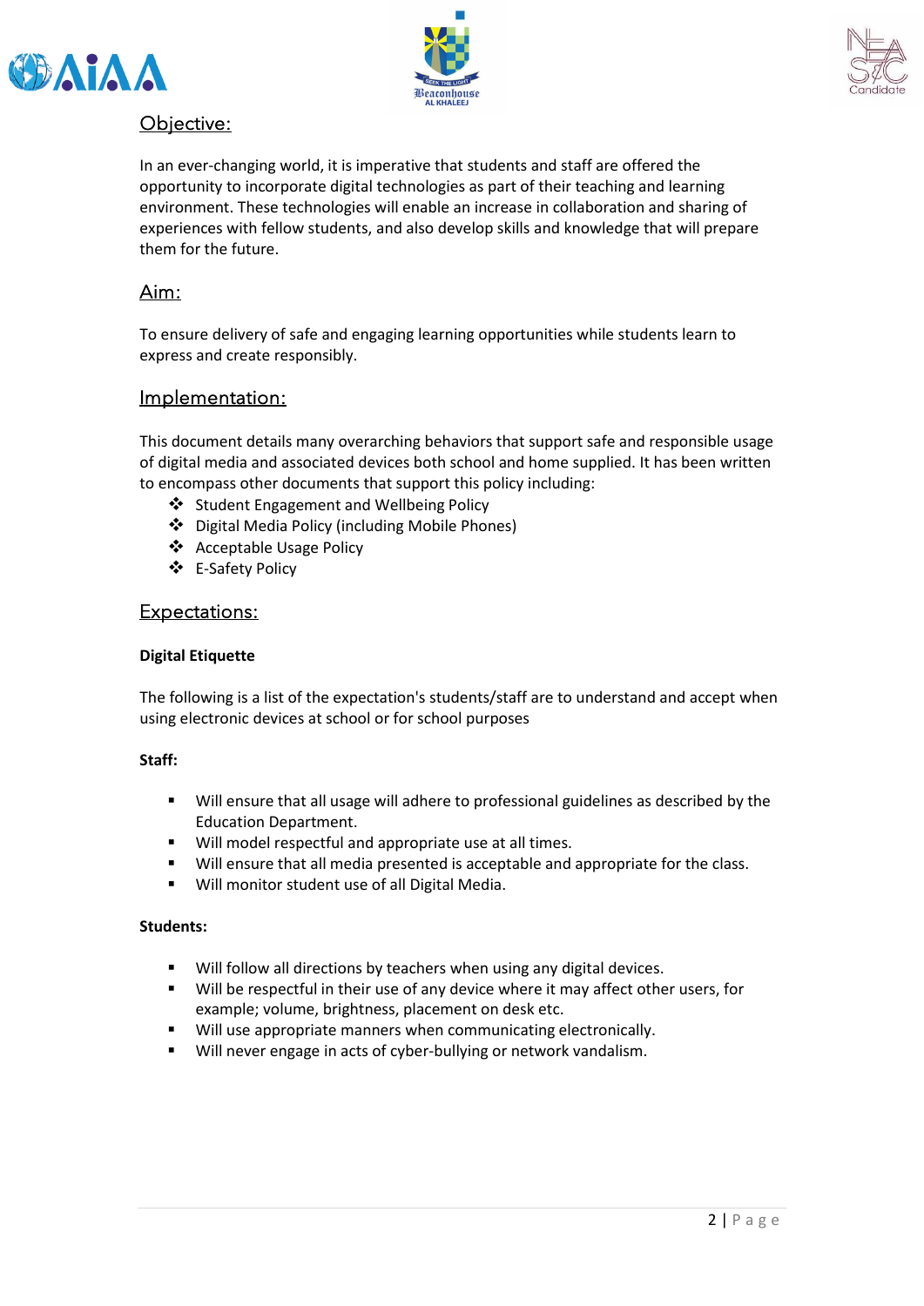## Objective:

In an ever-changing world, it is imperative that students and staff are offered the opportunity to incorporate digital technologies as part of their teaching and learning environment. These technologies will enable an increase in collaboration and sharing of experiences with fellow students, and also develop skills and knowledge that will prepare them for the future.

## Aim:

To ensure delivery of safe and engaging learning opportunities while students learn to express and create responsibly.

## Implementation:

This document details many overarching behaviors that support safe and responsible usage of digital media and associated devices both school and home supplied. It has been written to encompass other documents that support this policy including:

- Student Engagement and Wellbeing Policy
- Digital Media Policy (including Mobile Phones)
- Acceptable Usage Policy
- E-Safety Policy

## Expectations:

**Digital Etiquette**

The following is a list of the expectation's students/staff are to understand and accept when using electronic devices at school or for school purposes

**Staff:**

- Will ensure that all usage will adhere to professional guidelines as described by the Education Department.
- Will model respectful and appropriate use at all times.
- Will ensure that all media presented is acceptable and appropriate for the class.
- Will monitor student use of all Digital Media.

**Students:**

- Will follow all directions by teachers when using any digital devices.
- Will be respectful in their use of any device where it may affect other users, for example; volume, brightness, placement on desk etc.
- Will use appropriate manners when communicating electronically.
- Will never engage in acts of cyber-bullying or network vandalism.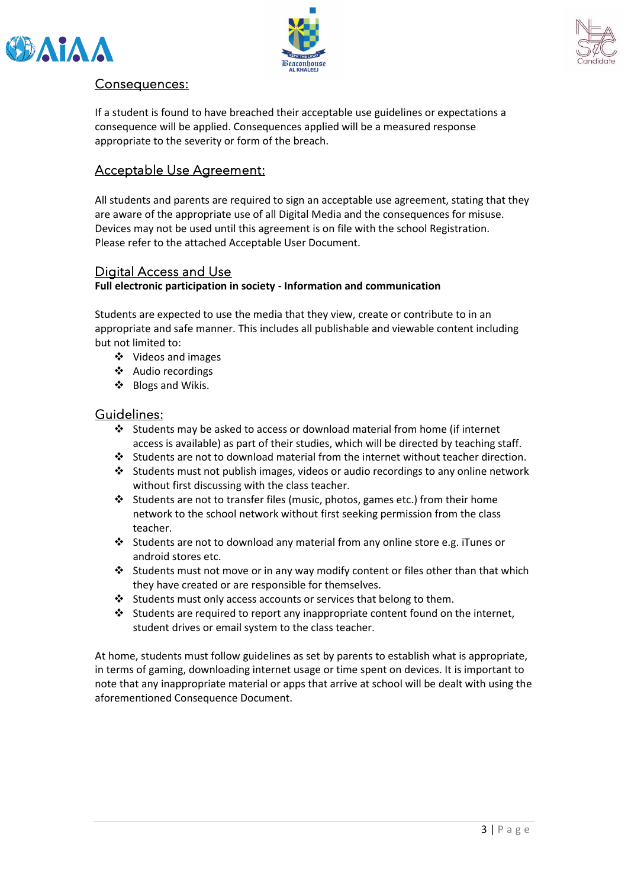## Consequences:

If a student is found to have breached their acceptable use guidelines or expectations a consequence will be applied. Consequences applied will be a measured response appropriate to the severity or form of the breach.

## Acceptable Use Agreement:

All students and parents are required to sign an acceptable use agreement, stating that they are aware of the appropriate use of all Digital Media and the consequences for misuse. Devices may not be used until this agreement is on file with the school Registration. Please refer to the attached Acceptable User Document.

## Digital Access and Use

**Full electronic participation in society - Information and communication**

Students are expected to use the media that they view, create or contribute to in an appropriate and safe manner. This includes all publishable and viewable content including but not limited to:

- Videos and images
- Audio recordings
- Blogs and Wikis.

## Guidelines:

- Students may be asked to access or download material from home (if internet access is available) as part of their studies, which will be directed by teaching staff.
- Students are not to download material from the internet without teacher direction.
- Students must not publish images, videos or audio recordings to any online network without first discussing with the class teacher.
- Students are not to transfer files (music, photos, games etc.) from their home network to the school network without first seeking permission from the class teacher.
- Students are not to download any material from any online store e.g. iTunes or android stores etc.
- Students must not move or in any way modify content or files other than that which they have created or are responsible for themselves.
- Students must only access accounts or services that belong to them.
- Students are required to report any inappropriate content found on the internet, student drives or email system to the class teacher.

At home, students must follow guidelines as set by parents to establish what is appropriate, in terms of gaming, downloading internet usage or time spent on devices. It is important to note that any inappropriate material or apps that arrive at school will be dealt with using the aforementioned Consequence Document.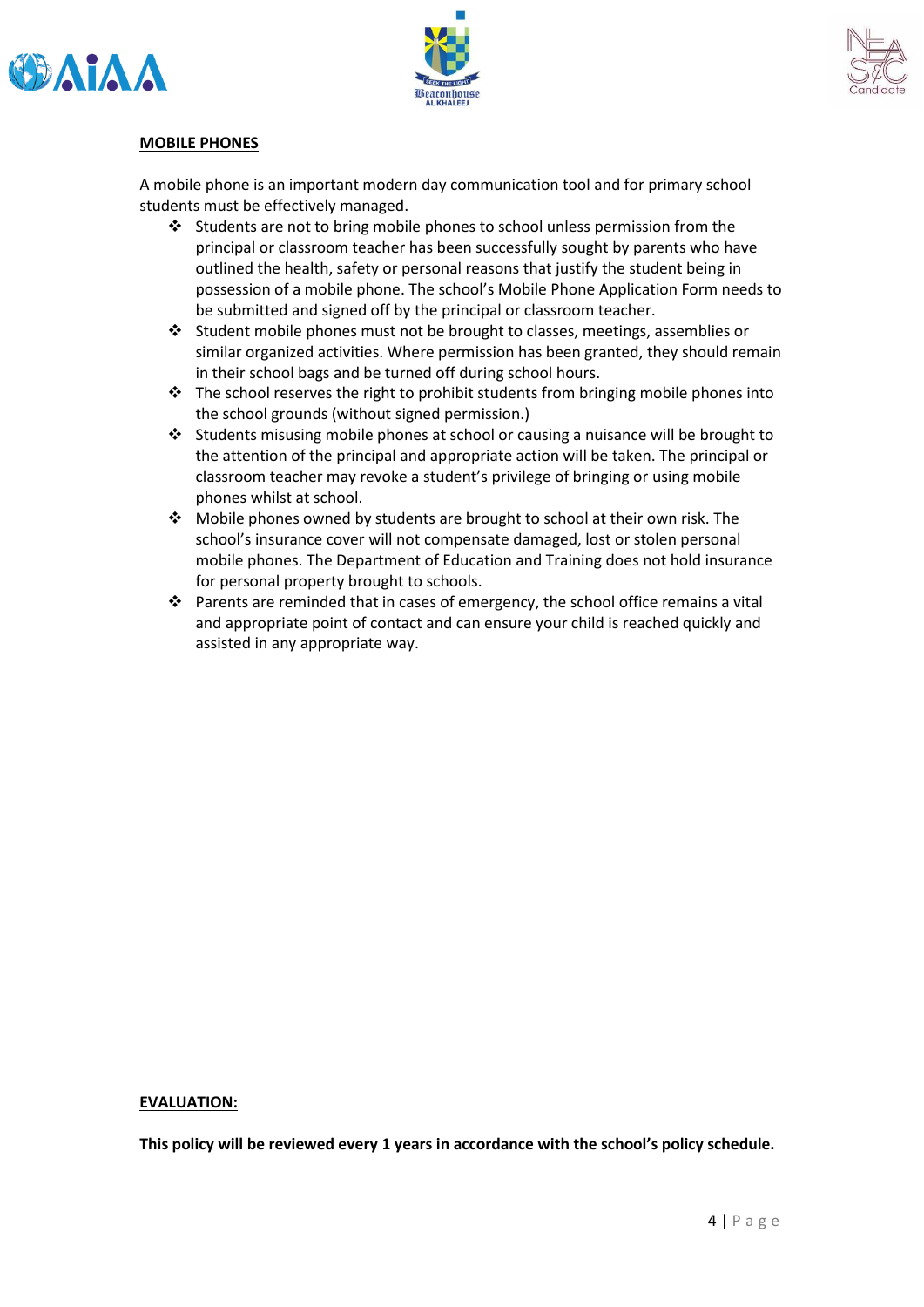## MOBILE PHONES

A mobile phone is an important modern day communication tool and for primary school students must be effectively managed.

- Students are not to bring mobile phones to school unless permission from the principal or classroom teacher has been successfully sought by parents who have outlined the health, safety or personal reasons that justify the student being in possession of a mobile phone. The school's Mobile Phone Application Form needs to be submitted and signed off by the principal or classroom teacher.
- Student mobile phones must not be brought to classes, meetings, assemblies or similar organized activities. Where permission has been granted, they should remain in their school bags and be turned off during school hours.
- The school reserves the right to prohibit students from bringing mobile phones into the school grounds (without signed permission.)
- Students misusing mobile phones at school or causing a nuisance will be brought to the attention of the principal and appropriate action will be taken. The principal or classroom teacher may revoke a student's privilege of bringing or using mobile phones whilst at school.
- Mobile phones owned by students are brought to school at their own risk. The school's insurance cover will not compensate damaged, lost or stolen personal mobile phones. The Department of Education and Training does not hold insurance for personal property brought to schools.
- Parents are reminded that in cases of emergency, the school office remains a vital and appropriate point of contact and can ensure your child is reached quickly and assisted in any appropriate way.

## EVALUATION:

**This policy will be reviewed every 1 years in accordance with the school's policy schedule.**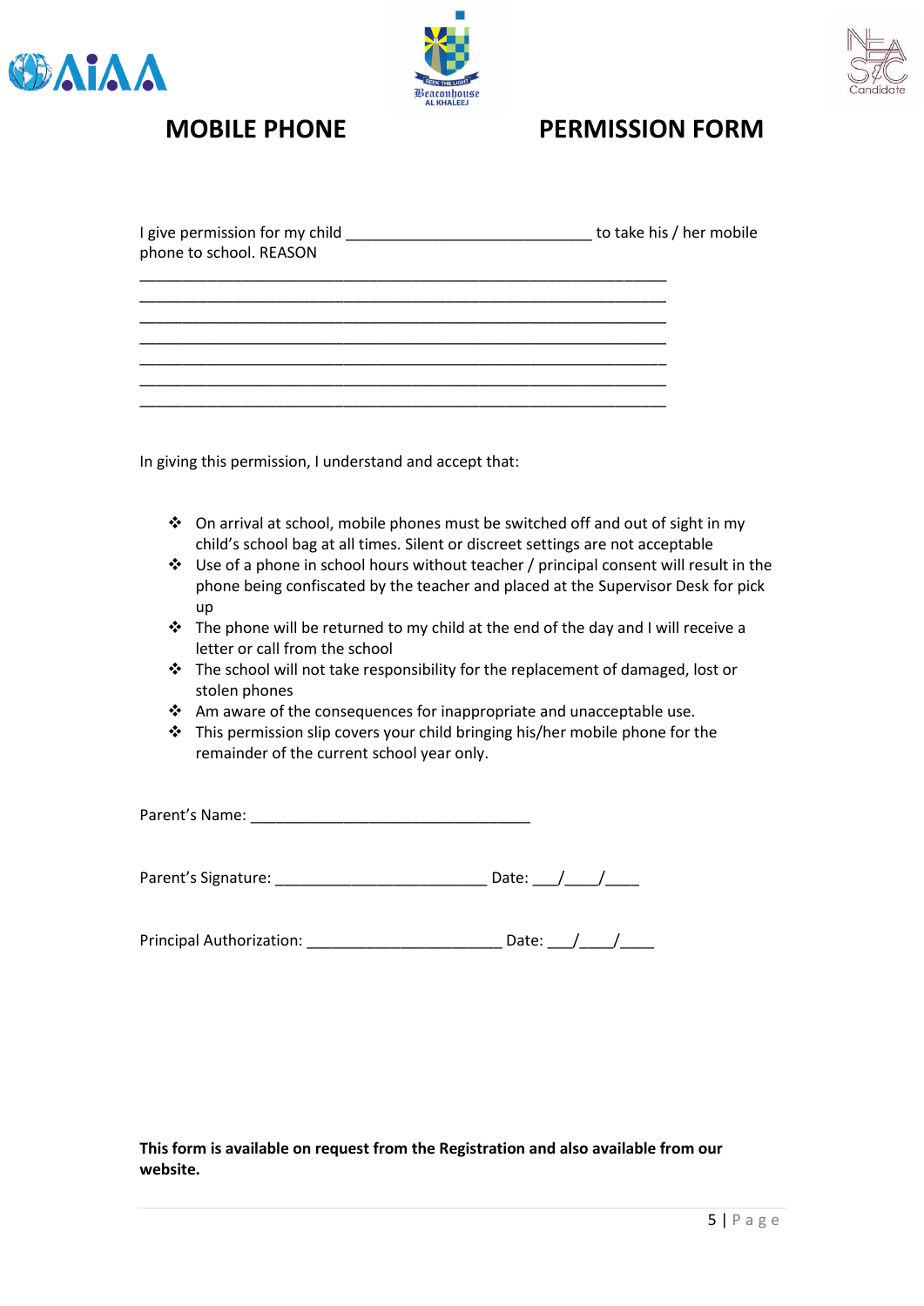# MOBILE PHONE PERMISSION FORM

I give permission for my child _____________________________ to take his / her mobile phone to school. REASON

_______________________________________________________________
_______________________________________________________________
_______________________________________________________________
_______________________________________________________________
_______________________________________________________________
_______________________________________________________________
_______________________________________________________________

In giving this permission, I understand and accept that:

- On arrival at school, mobile phones must be switched off and out of sight in my child's school bag at all times. Silent or discreet settings are not acceptable
- Use of a phone in school hours without teacher / principal consent will result in the phone being confiscated by the teacher and placed at the Supervisor Desk for pick up
- The phone will be returned to my child at the end of the day and I will receive a letter or call from the school
- The school will not take responsibility for the replacement of damaged, lost or stolen phones
- Am aware of the consequences for inappropriate and unacceptable use.
- This permission slip covers your child bringing his/her mobile phone for the remainder of the current school year only.

Parent's Name: __________________________________

Parent's Signature: _________________________ Date: ___/____/____

Principal Authorization: _______________________ Date: ___/____/____

**This form is available on request from the Registration and also available from our website.**